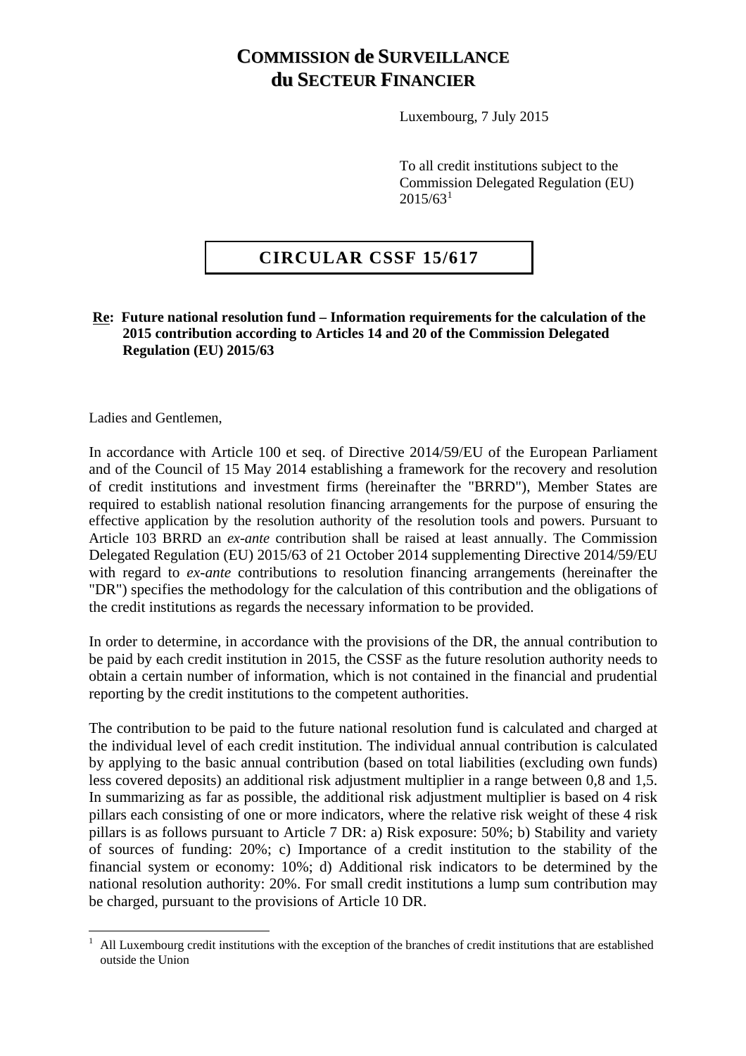# COMMISSION de SURVEILLANCE du SECTEUR FINANCIER

Luxembourg, 7 July 2015

To all credit institutions subject to the Commission Delegated Regulation (EU) 2015/63[1]

## CIRCULAR CSSF 15/617

**Re: Future national resolution fund – Information requirements for the calculation of the 2015 contribution according to Articles 14 and 20 of the Commission Delegated Regulation (EU) 2015/63**

Ladies and Gentlemen,

In accordance with Article 100 et seq. of Directive 2014/59/EU of the European Parliament and of the Council of 15 May 2014 establishing a framework for the recovery and resolution of credit institutions and investment firms (hereinafter the "BRRD"), Member States are required to establish national resolution financing arrangements for the purpose of ensuring the effective application by the resolution authority of the resolution tools and powers. Pursuant to Article 103 BRRD an *ex-ante* contribution shall be raised at least annually. The Commission Delegated Regulation (EU) 2015/63 of 21 October 2014 supplementing Directive 2014/59/EU with regard to *ex-ante* contributions to resolution financing arrangements (hereinafter the "DR") specifies the methodology for the calculation of this contribution and the obligations of the credit institutions as regards the necessary information to be provided.

In order to determine, in accordance with the provisions of the DR, the annual contribution to be paid by each credit institution in 2015, the CSSF as the future resolution authority needs to obtain a certain number of information, which is not contained in the financial and prudential reporting by the credit institutions to the competent authorities.

The contribution to be paid to the future national resolution fund is calculated and charged at the individual level of each credit institution. The individual annual contribution is calculated by applying to the basic annual contribution (based on total liabilities (excluding own funds) less covered deposits) an additional risk adjustment multiplier in a range between 0,8 and 1,5. In summarizing as far as possible, the additional risk adjustment multiplier is based on 4 risk pillars each consisting of one or more indicators, where the relative risk weight of these 4 risk pillars is as follows pursuant to Article 7 DR: a) Risk exposure: 50%; b) Stability and variety of sources of funding: 20%; c) Importance of a credit institution to the stability of the financial system or economy: 10%; d) Additional risk indicators to be determined by the national resolution authority: 20%. For small credit institutions a lump sum contribution may be charged, pursuant to the provisions of Article 10 DR.

[1] All Luxembourg credit institutions with the exception of the branches of credit institutions that are established outside the Union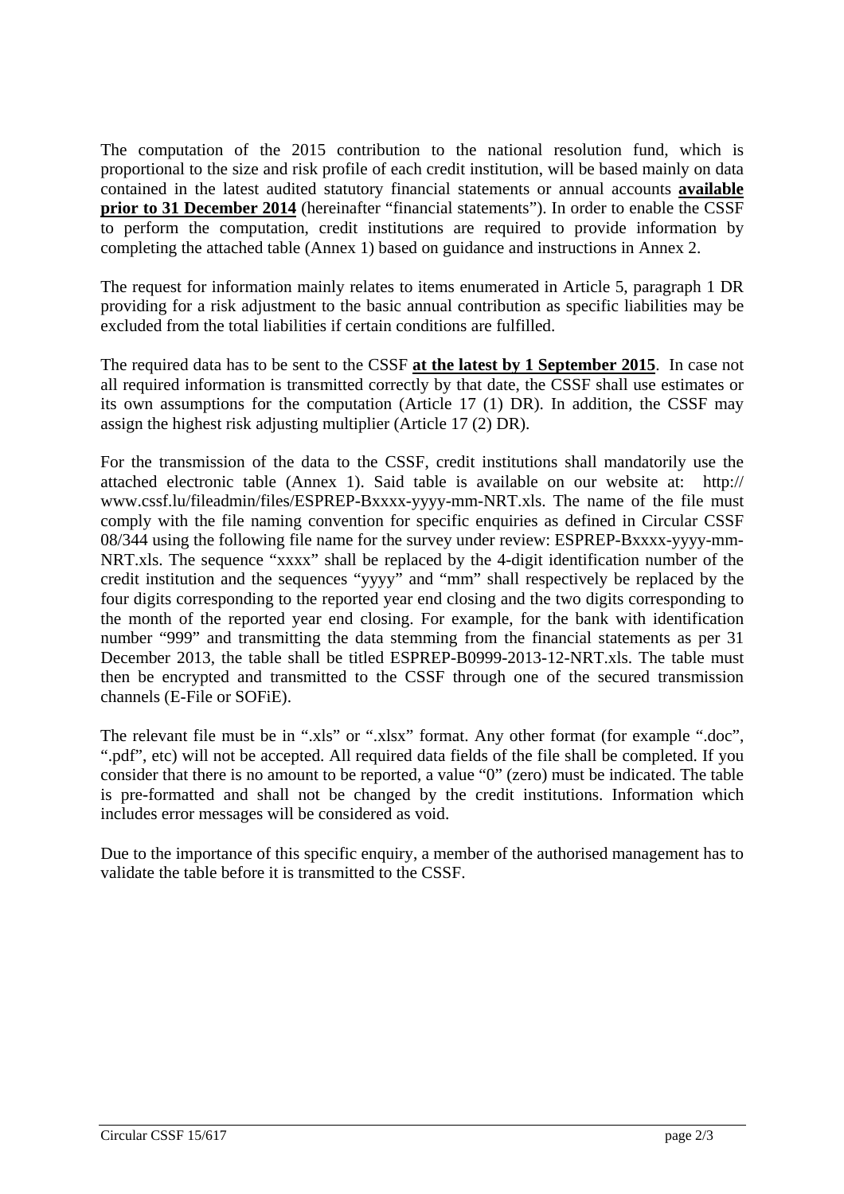The computation of the 2015 contribution to the national resolution fund, which is proportional to the size and risk profile of each credit institution, will be based mainly on data contained in the latest audited statutory financial statements or annual accounts **available prior to 31 December 2014** (hereinafter "financial statements"). In order to enable the CSSF to perform the computation, credit institutions are required to provide information by completing the attached table (Annex 1) based on guidance and instructions in Annex 2.

The request for information mainly relates to items enumerated in Article 5, paragraph 1 DR providing for a risk adjustment to the basic annual contribution as specific liabilities may be excluded from the total liabilities if certain conditions are fulfilled.

The required data has to be sent to the CSSF **at the latest by 1 September 2015**. In case not all required information is transmitted correctly by that date, the CSSF shall use estimates or its own assumptions for the computation (Article 17 (1) DR). In addition, the CSSF may assign the highest risk adjusting multiplier (Article 17 (2) DR).

For the transmission of the data to the CSSF, credit institutions shall mandatorily use the attached electronic table (Annex 1). Said table is available on our website at: http://www.cssf.lu/fileadmin/files/ESPREP-Bxxxx-yyyy-mm-NRT.xls. The name of the file must comply with the file naming convention for specific enquiries as defined in Circular CSSF 08/344 using the following file name for the survey under review: ESPREP-Bxxxx-yyyy-mm-NRT.xls. The sequence "xxxx" shall be replaced by the 4-digit identification number of the credit institution and the sequences "yyyy" and "mm" shall respectively be replaced by the four digits corresponding to the reported year end closing and the two digits corresponding to the month of the reported year end closing. For example, for the bank with identification number "999" and transmitting the data stemming from the financial statements as per 31 December 2013, the table shall be titled ESPREP-B0999-2013-12-NRT.xls. The table must then be encrypted and transmitted to the CSSF through one of the secured transmission channels (E-File or SOFiE).

The relevant file must be in ".xls" or ".xlsx" format. Any other format (for example ".doc", ".pdf", etc) will not be accepted. All required data fields of the file shall be completed. If you consider that there is no amount to be reported, a value "0" (zero) must be indicated. The table is pre-formatted and shall not be changed by the credit institutions. Information which includes error messages will be considered as void.

Due to the importance of this specific enquiry, a member of the authorised management has to validate the table before it is transmitted to the CSSF.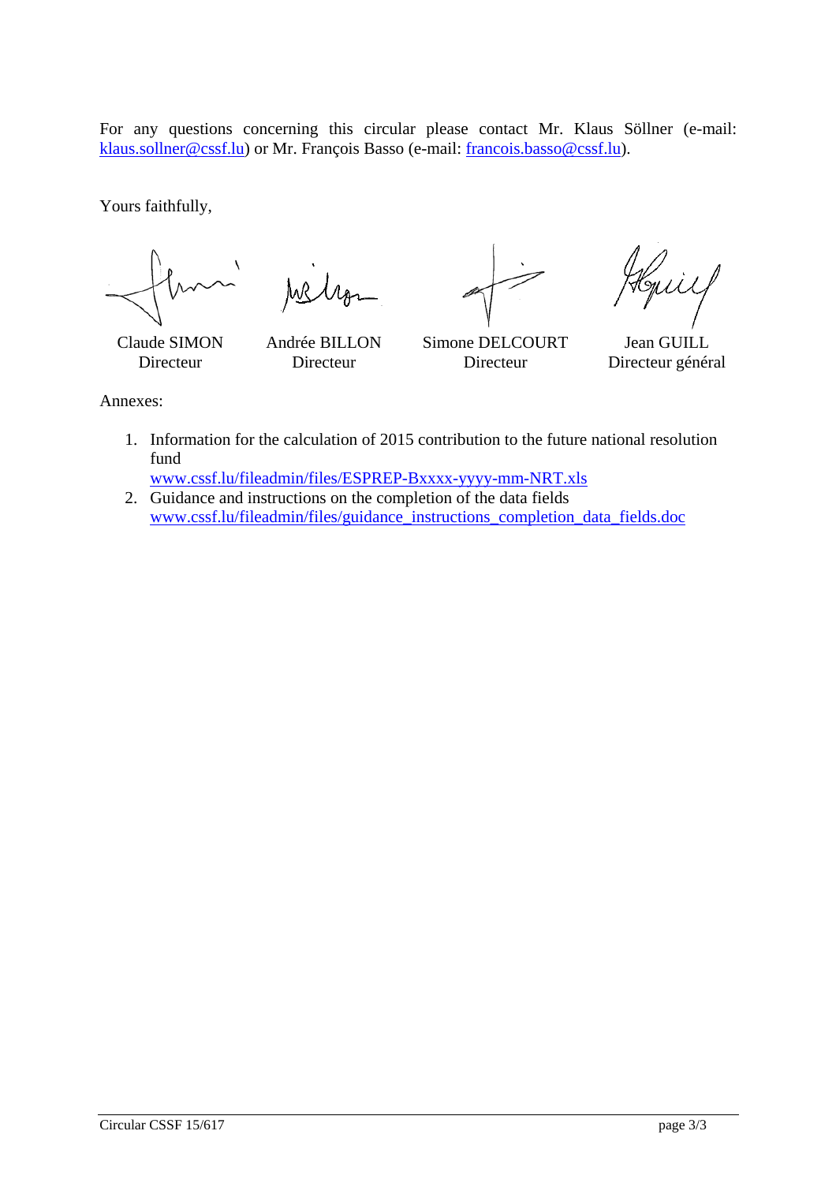For any questions concerning this circular please contact Mr. Klaus Söllner (e-mail: klaus.sollner@cssf.lu) or Mr. François Basso (e-mail: francois.basso@cssf.lu).

Yours faithfully,

| | | | |
|---|---|---|---|
| Claude SIMON<br>Directeur | Andrée BILLON<br>Directeur | Simone DELCOURT<br>Directeur | Jean GUILL<br>Directeur général |

Annexes:

1. Information for the calculation of 2015 contribution to the future national resolution fund
   www.cssf.lu/fileadmin/files/ESPREP-Bxxxx-yyyy-mm-NRT.xls
2. Guidance and instructions on the completion of the data fields
   www.cssf.lu/fileadmin/files/guidance_instructions_completion_data_fields.doc